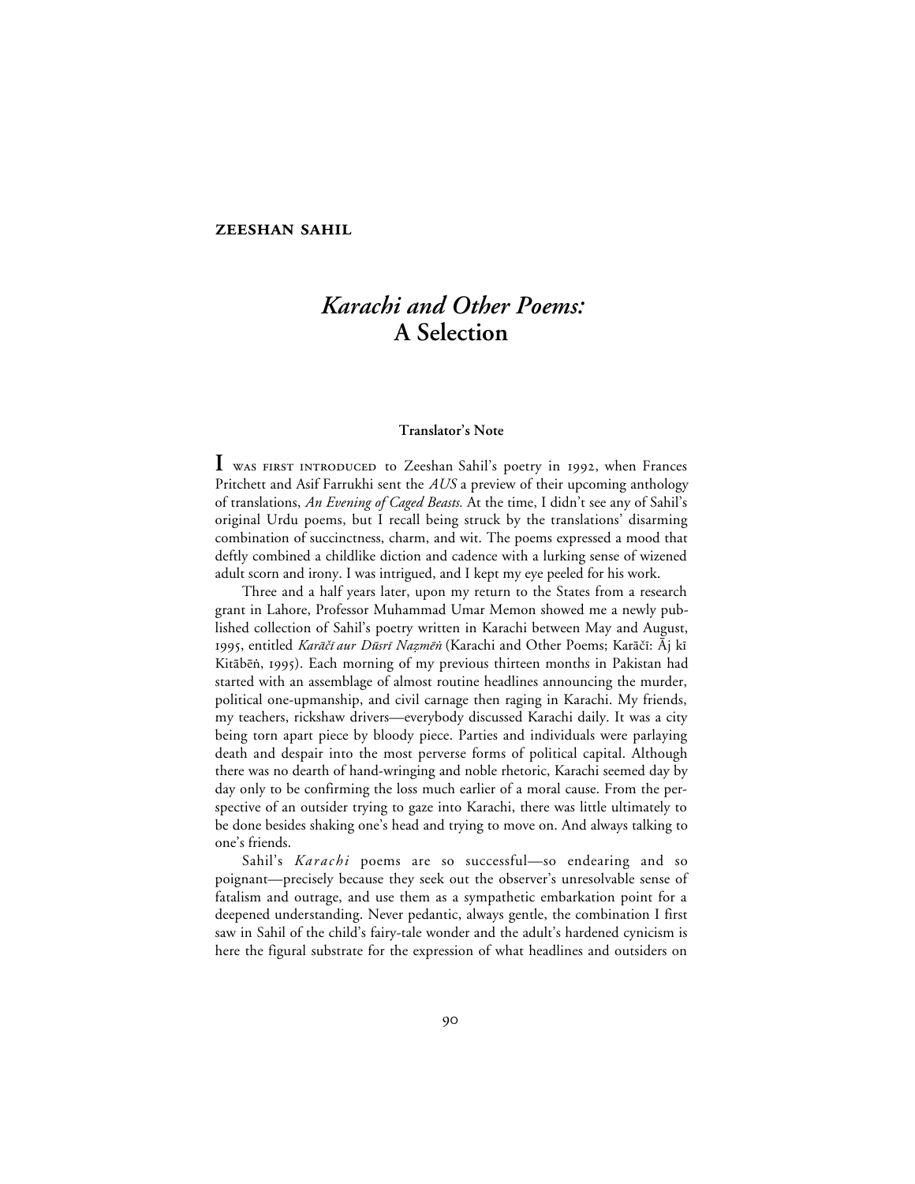**ZEESHAN SAHIL**

# *Karachi and Other Poems:* A Selection

### Translator's Note

I was first introduced to Zeeshan Sahil's poetry in 1992, when Frances Pritchett and Asif Farrukhi sent the *AUS* a preview of their upcoming anthology of translations, *An Evening of Caged Beasts.* At the time, I didn't see any of Sahil's original Urdu poems, but I recall being struck by the translations' disarming combination of succinctness, charm, and wit. The poems expressed a mood that deftly combined a childlike diction and cadence with a lurking sense of wizened adult scorn and irony. I was intrigued, and I kept my eye peeled for his work.

Three and a half years later, upon my return to the States from a research grant in Lahore, Professor Muhammad Umar Memon showed me a newly published collection of Sahil's poetry written in Karachi between May and August, 1995, entitled *Karāčī aur Dūsrī Naẓmēṅ* (Karachi and Other Poems; Karāčī: Āj kī Kitābēṅ, 1995). Each morning of my previous thirteen months in Pakistan had started with an assemblage of almost routine headlines announcing the murder, political one-upmanship, and civil carnage then raging in Karachi. My friends, my teachers, rickshaw drivers—everybody discussed Karachi daily. It was a city being torn apart piece by bloody piece. Parties and individuals were parlaying death and despair into the most perverse forms of political capital. Although there was no dearth of hand-wringing and noble rhetoric, Karachi seemed day by day only to be confirming the loss much earlier of a moral cause. From the perspective of an outsider trying to gaze into Karachi, there was little ultimately to be done besides shaking one's head and trying to move on. And always talking to one's friends.

Sahil's *Karachi* poems are so successful—so endearing and so poignant—precisely because they seek out the observer's unresolvable sense of fatalism and outrage, and use them as a sympathetic embarkation point for a deepened understanding. Never pedantic, always gentle, the combination I first saw in Sahil of the child's fairy-tale wonder and the adult's hardened cynicism is here the figural substrate for the expression of what headlines and outsiders on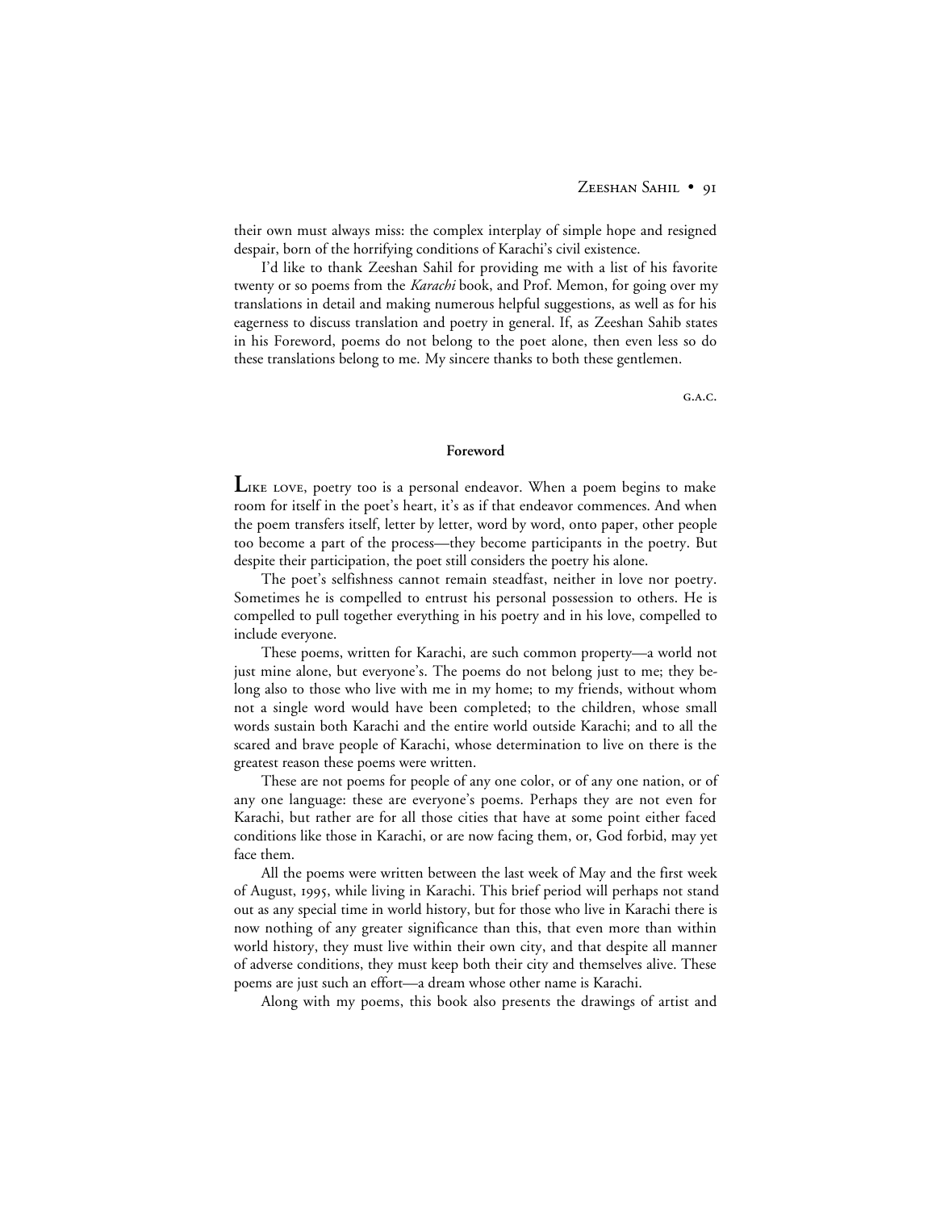their own must always miss: the complex interplay of simple hope and resigned despair, born of the horrifying conditions of Karachi's civil existence.

I'd like to thank Zeeshan Sahil for providing me with a list of his favorite twenty or so poems from the *Karachi* book, and Prof. Memon, for going over my translations in detail and making numerous helpful suggestions, as well as for his eagerness to discuss translation and poetry in general. If, as Zeeshan Sahib states in his Foreword, poems do not belong to the poet alone, then even less so do these translations belong to me. My sincere thanks to both these gentlemen.

G.A.C.

## Foreword

LIKE LOVE, poetry too is a personal endeavor. When a poem begins to make room for itself in the poet's heart, it's as if that endeavor commences. And when the poem transfers itself, letter by letter, word by word, onto paper, other people too become a part of the process—they become participants in the poetry. But despite their participation, the poet still considers the poetry his alone.

The poet's selfishness cannot remain steadfast, neither in love nor poetry. Sometimes he is compelled to entrust his personal possession to others. He is compelled to pull together everything in his poetry and in his love, compelled to include everyone.

These poems, written for Karachi, are such common property—a world not just mine alone, but everyone's. The poems do not belong just to me; they belong also to those who live with me in my home; to my friends, without whom not a single word would have been completed; to the children, whose small words sustain both Karachi and the entire world outside Karachi; and to all the scared and brave people of Karachi, whose determination to live on there is the greatest reason these poems were written.

These are not poems for people of any one color, or of any one nation, or of any one language: these are everyone's poems. Perhaps they are not even for Karachi, but rather are for all those cities that have at some point either faced conditions like those in Karachi, or are now facing them, or, God forbid, may yet face them.

All the poems were written between the last week of May and the first week of August, 1995, while living in Karachi. This brief period will perhaps not stand out as any special time in world history, but for those who live in Karachi there is now nothing of any greater significance than this, that even more than within world history, they must live within their own city, and that despite all manner of adverse conditions, they must keep both their city and themselves alive. These poems are just such an effort—a dream whose other name is Karachi.

Along with my poems, this book also presents the drawings of artist and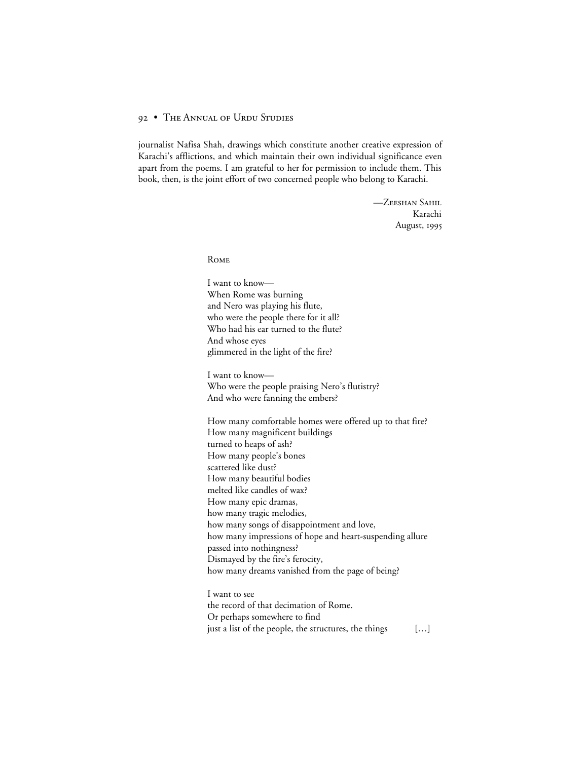journalist Nafisa Shah, drawings which constitute another creative expression of Karachi's afflictions, and which maintain their own individual significance even apart from the poems. I am grateful to her for permission to include them. This book, then, is the joint effort of two concerned people who belong to Karachi.

—Zeeshan Sahil  
Karachi  
August, 1995

### Rome

I want to know—  
When Rome was burning  
and Nero was playing his flute,  
who were the people there for it all?  
Who had his ear turned to the flute?  
And whose eyes  
glimmered in the light of the fire?

I want to know—  
Who were the people praising Nero's flutistry?  
And who were fanning the embers?

How many comfortable homes were offered up to that fire?  
How many magnificent buildings  
turned to heaps of ash?  
How many people's bones  
scattered like dust?  
How many beautiful bodies  
melted like candles of wax?  
How many epic dramas,  
how many tragic melodies,  
how many songs of disappointment and love,  
how many impressions of hope and heart-suspending allure  
passed into nothingness?  
Dismayed by the fire's ferocity,  
how many dreams vanished from the page of being?

I want to see  
the record of that decimation of Rome.  
Or perhaps somewhere to find  
just a list of the people, the structures, the things [...]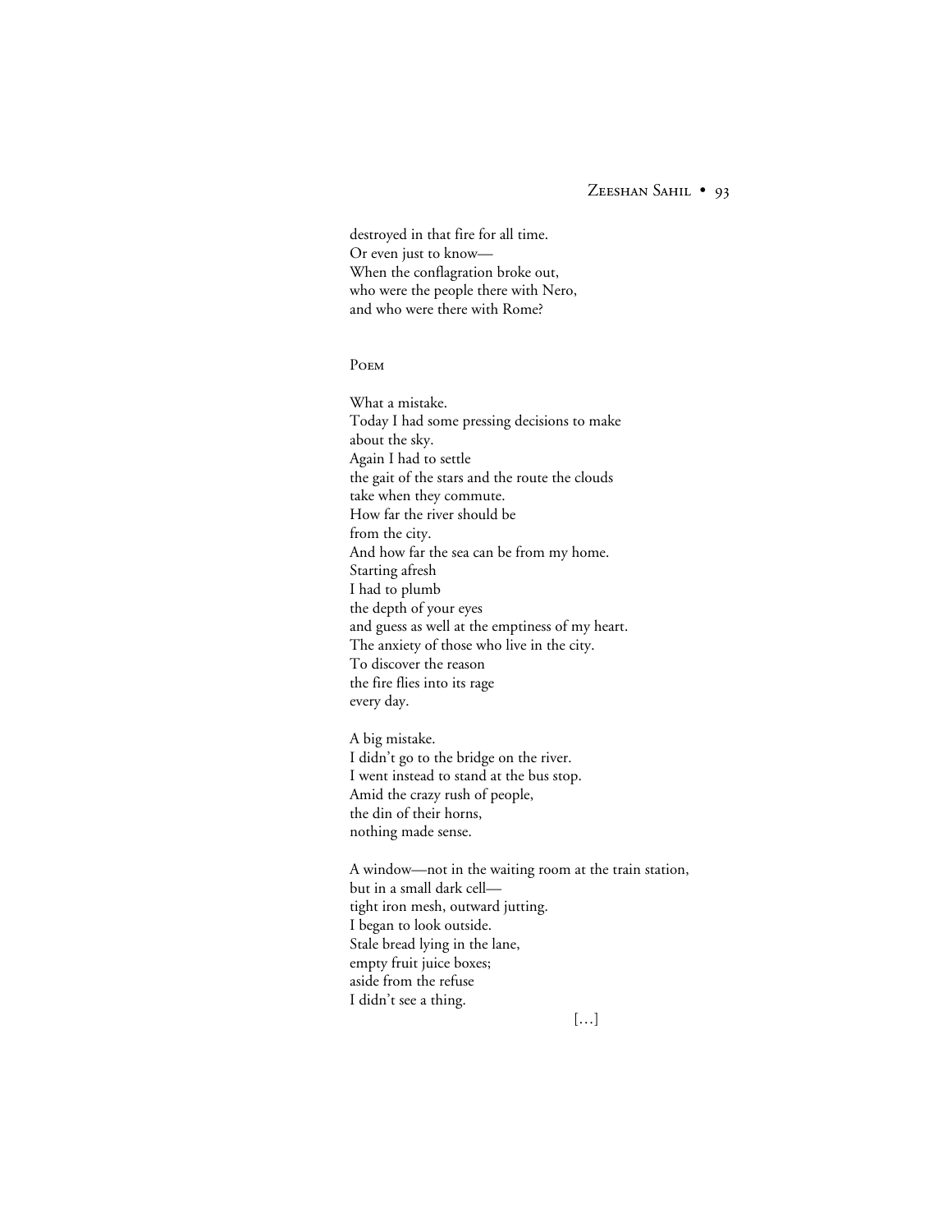destroyed in that fire for all time.  
Or even just to know—  
When the conflagration broke out,  
who were the people there with Nero,  
and who were there with Rome?

## Poem

What a mistake.  
Today I had some pressing decisions to make  
about the sky.  
Again I had to settle  
the gait of the stars and the route the clouds  
take when they commute.  
How far the river should be  
from the city.  
And how far the sea can be from my home.  
Starting afresh  
I had to plumb  
the depth of your eyes  
and guess as well at the emptiness of my heart.  
The anxiety of those who live in the city.  
To discover the reason  
the fire flies into its rage  
every day.

A big mistake.  
I didn't go to the bridge on the river.  
I went instead to stand at the bus stop.  
Amid the crazy rush of people,  
the din of their horns,  
nothing made sense.

A window—not in the waiting room at the train station,  
but in a small dark cell—  
tight iron mesh, outward jutting.  
I began to look outside.  
Stale bread lying in the lane,  
empty fruit juice boxes;  
aside from the refuse  
I didn't see a thing.

[…]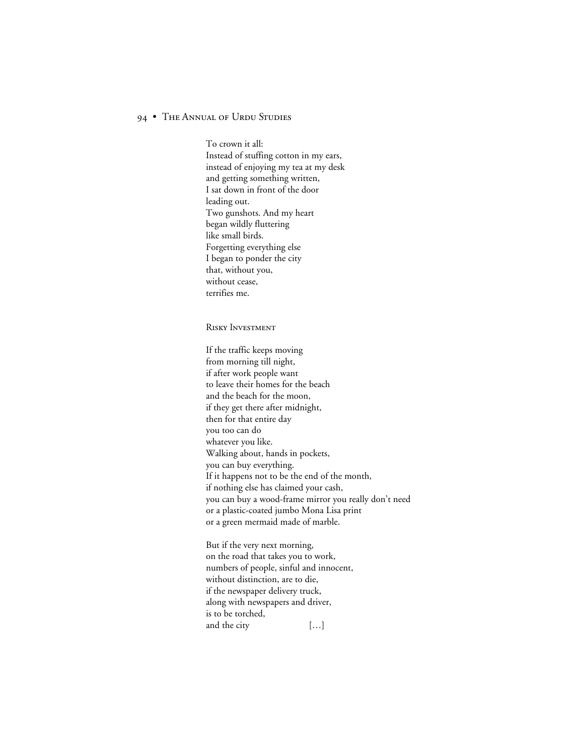To crown it all:  
Instead of stuffing cotton in my ears,  
instead of enjoying my tea at my desk  
and getting something written,  
I sat down in front of the door  
leading out.  
Two gunshots. And my heart  
began wildly fluttering  
like small birds.  
Forgetting everything else  
I began to ponder the city  
that, without you,  
without cease,  
terrifies me.

### Risky Investment

If the traffic keeps moving  
from morning till night,  
if after work people want  
to leave their homes for the beach  
and the beach for the moon,  
if they get there after midnight,  
then for that entire day  
you too can do  
whatever you like.  
Walking about, hands in pockets,  
you can buy everything.  
If it happens not to be the end of the month,  
if nothing else has claimed your cash,  
you can buy a wood-frame mirror you really don't need  
or a plastic-coated jumbo Mona Lisa print  
or a green mermaid made of marble.

But if the very next morning,  
on the road that takes you to work,  
numbers of people, sinful and innocent,  
without distinction, are to die,  
if the newspaper delivery truck,  
along with newspapers and driver,  
is to be torched,  
and the city [...]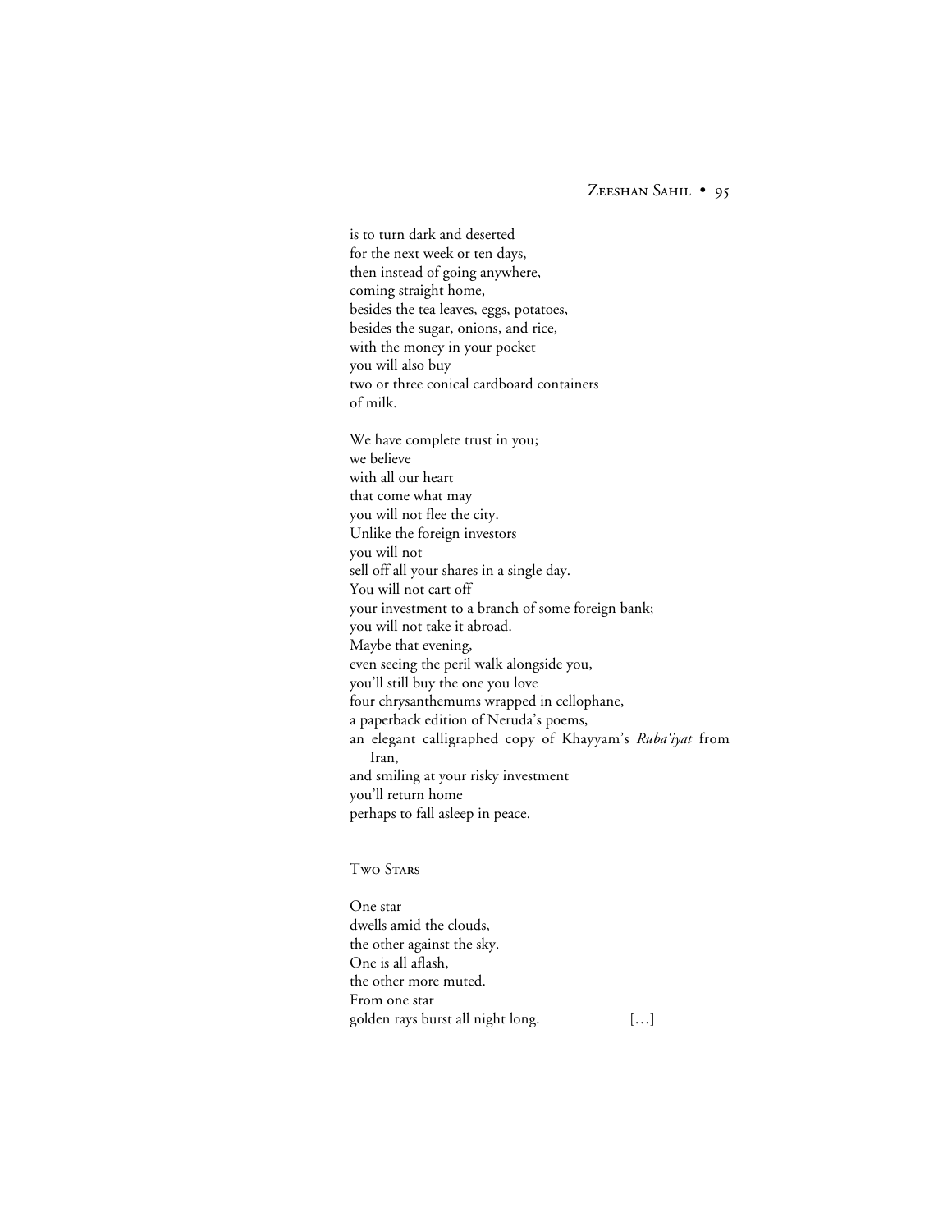is to turn dark and deserted
for the next week or ten days,
then instead of going anywhere,
coming straight home,
besides the tea leaves, eggs, potatoes,
besides the sugar, onions, and rice,
with the money in your pocket
you will also buy
two or three conical cardboard containers
of milk.

We have complete trust in you;
we believe
with all our heart
that come what may
you will not flee the city.
Unlike the foreign investors
you will not
sell off all your shares in a single day.
You will not cart off
your investment to a branch of some foreign bank;
you will not take it abroad.
Maybe that evening,
even seeing the peril walk alongside you,
you'll still buy the one you love
four chrysanthemums wrapped in cellophane,
a paperback edition of Neruda's poems,
an elegant calligraphed copy of Khayyam's *Ruba'iyat* from Iran,
and smiling at your risky investment
you'll return home
perhaps to fall asleep in peace.

## Two Stars

One star
dwells amid the clouds,
the other against the sky.
One is all aflash,
the other more muted.
From one star
golden rays burst all night long. […]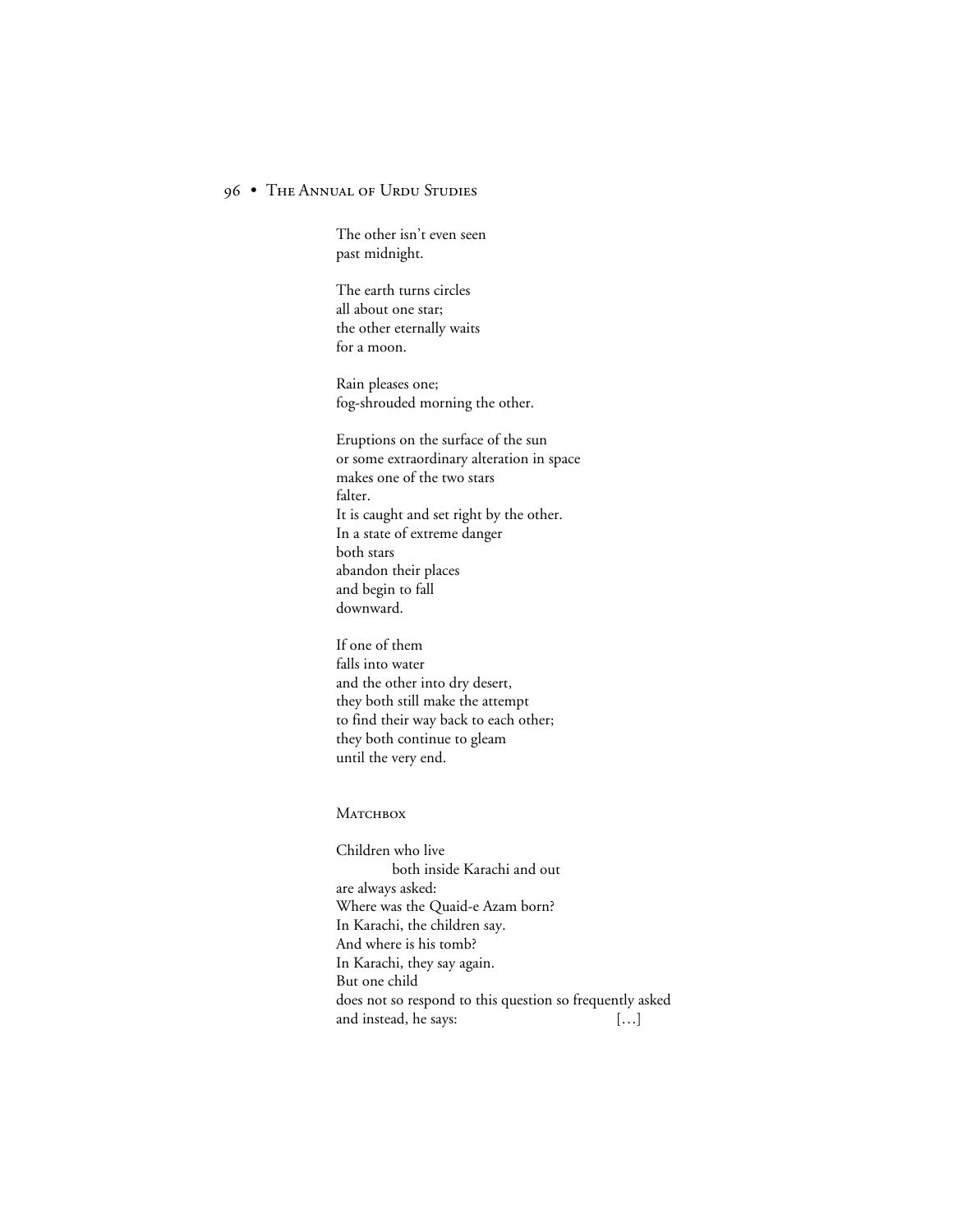The other isn't even seen
past midnight.

The earth turns circles
all about one star;
the other eternally waits
for a moon.

Rain pleases one;
fog-shrouded morning the other.

Eruptions on the surface of the sun
or some extraordinary alteration in space
makes one of the two stars
falter.
It is caught and set right by the other.
In a state of extreme danger
both stars
abandon their places
and begin to fall
downward.

If one of them
falls into water
and the other into dry desert,
they both still make the attempt
to find their way back to each other;
they both continue to gleam
until the very end.

### Matchbox

Children who live
    both inside Karachi and out
are always asked:
Where was the Quaid-e Azam born?
In Karachi, the children say.
And where is his tomb?
In Karachi, they say again.
But one child
does not so respond to this question so frequently asked
and instead, he says: […]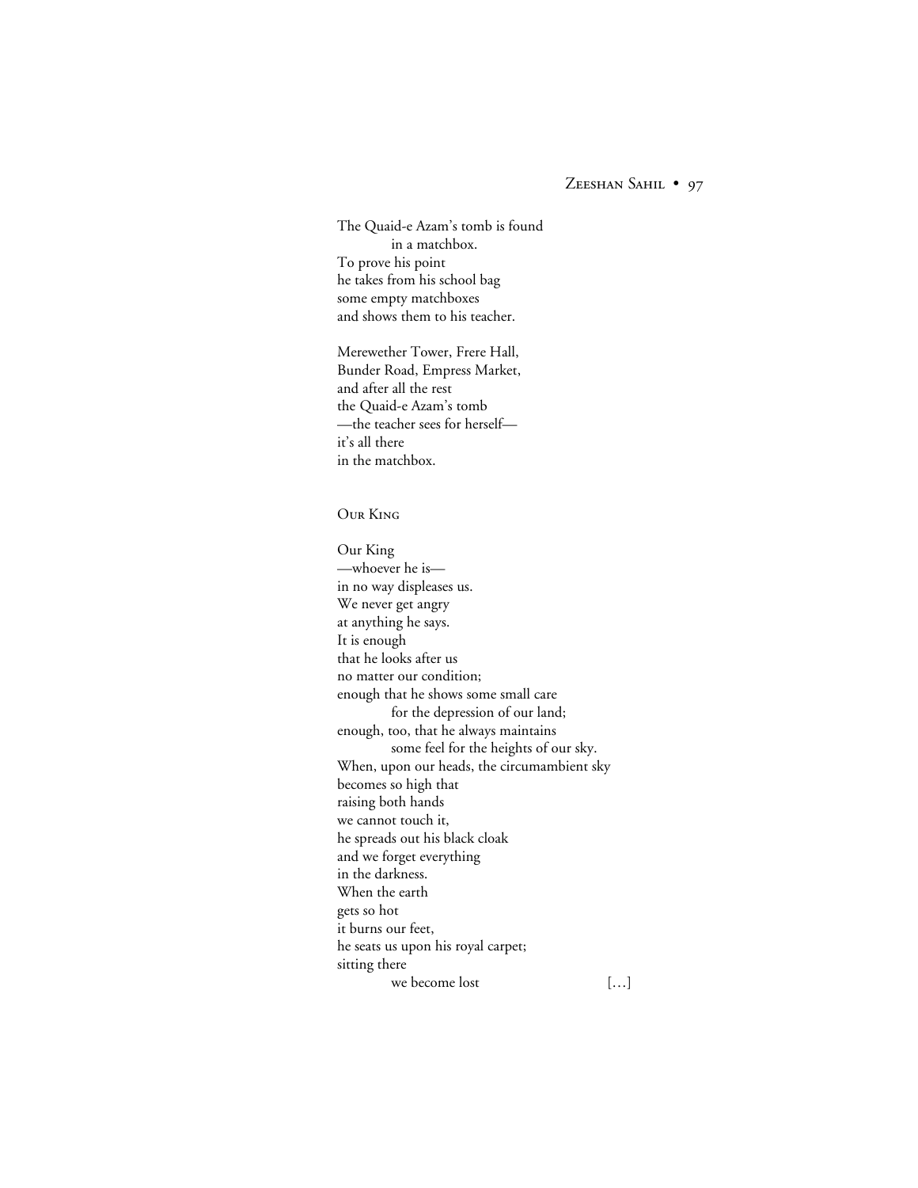The Quaid-e Azam's tomb is found
　　in a matchbox.
To prove his point
he takes from his school bag
some empty matchboxes
and shows them to his teacher.

Merewether Tower, Frere Hall,
Bunder Road, Empress Market,
and after all the rest
the Quaid-e Azam's tomb
—the teacher sees for herself—
it's all there
in the matchbox.

## Our King

Our King
—whoever he is—
in no way displeases us.
We never get angry
at anything he says.
It is enough
that he looks after us
no matter our condition;
enough that he shows some small care
　　for the depression of our land;
enough, too, that he always maintains
　　some feel for the heights of our sky.
When, upon our heads, the circumambient sky
becomes so high that
raising both hands
we cannot touch it,
he spreads out his black cloak
and we forget everything
in the darkness.
When the earth
gets so hot
it burns our feet,
he seats us upon his royal carpet;
sitting there
　　we become lost　　　　　[…]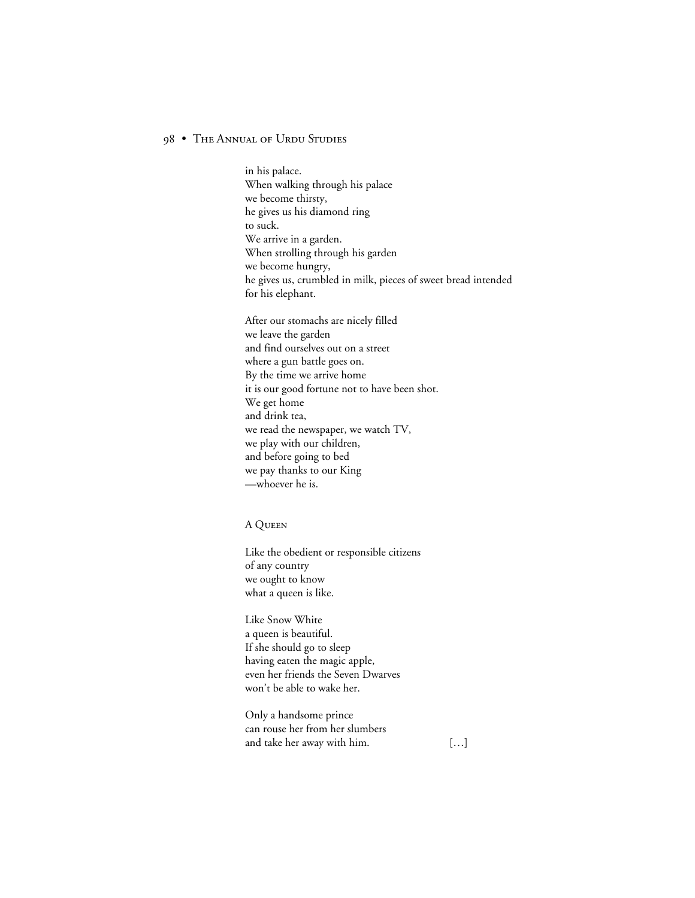in his palace.
When walking through his palace
we become thirsty,
he gives us his diamond ring
to suck.
We arrive in a garden.
When strolling through his garden
we become hungry,
he gives us, crumbled in milk, pieces of sweet bread intended
for his elephant.

After our stomachs are nicely filled
we leave the garden
and find ourselves out on a street
where a gun battle goes on.
By the time we arrive home
it is our good fortune not to have been shot.
We get home
and drink tea,
we read the newspaper, we watch TV,
we play with our children,
and before going to bed
we pay thanks to our King
—whoever he is.

## A Queen

Like the obedient or responsible citizens
of any country
we ought to know
what a queen is like.

Like Snow White
a queen is beautiful.
If she should go to sleep
having eaten the magic apple,
even her friends the Seven Dwarves
won't be able to wake her.

Only a handsome prince
can rouse her from her slumbers
and take her away with him. […]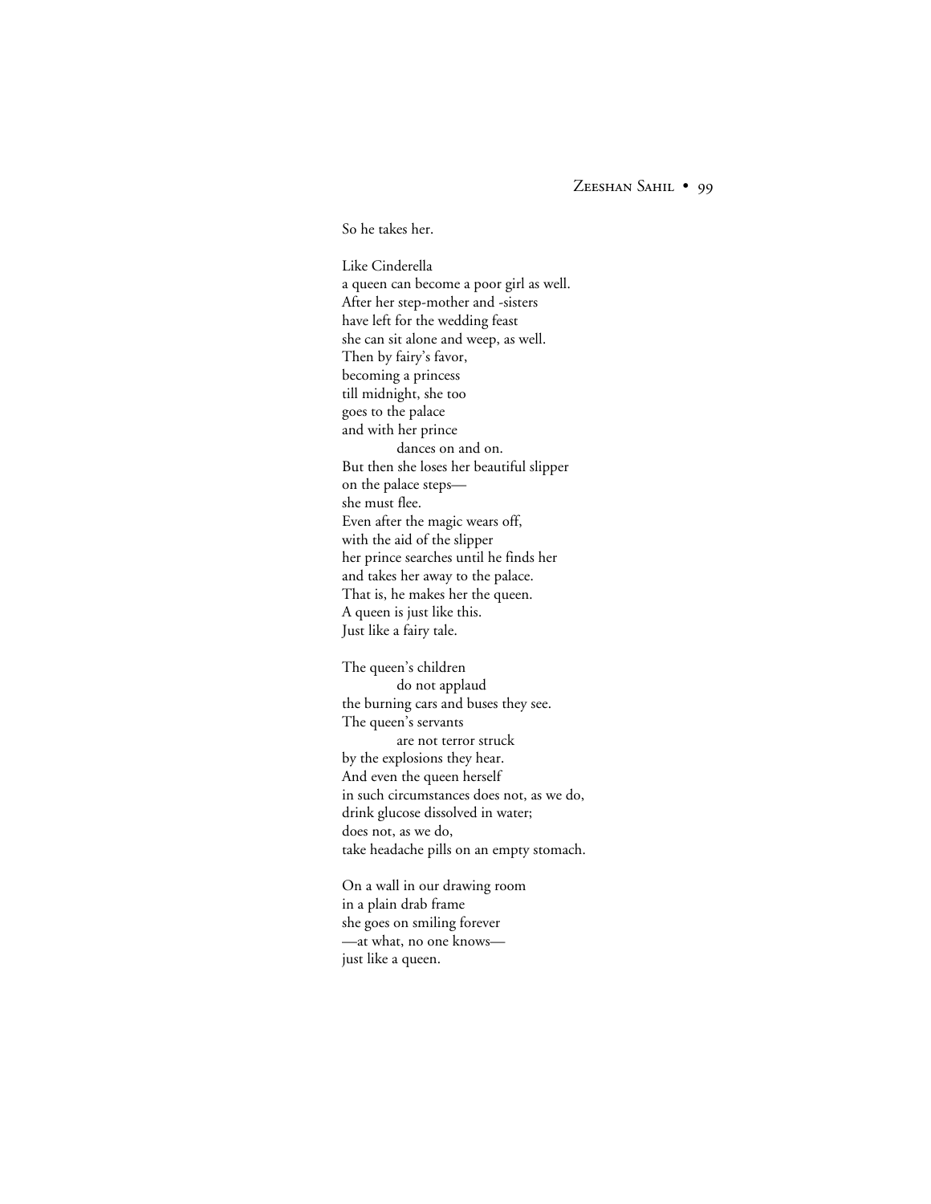So he takes her.

Like Cinderella  
a queen can become a poor girl as well.  
After her step-mother and -sisters  
have left for the wedding feast  
she can sit alone and weep, as well.  
Then by fairy's favor,  
becoming a princess  
till midnight, she too  
goes to the palace  
and with her prince  
          dances on and on.  
But then she loses her beautiful slipper  
on the palace steps—  
she must flee.  
Even after the magic wears off,  
with the aid of the slipper  
her prince searches until he finds her  
and takes her away to the palace.  
That is, he makes her the queen.  
A queen is just like this.  
Just like a fairy tale.

The queen's children  
          do not applaud  
the burning cars and buses they see.  
The queen's servants  
          are not terror struck  
by the explosions they hear.  
And even the queen herself  
in such circumstances does not, as we do,  
drink glucose dissolved in water;  
does not, as we do,  
take headache pills on an empty stomach.

On a wall in our drawing room  
in a plain drab frame  
she goes on smiling forever  
—at what, no one knows—  
just like a queen.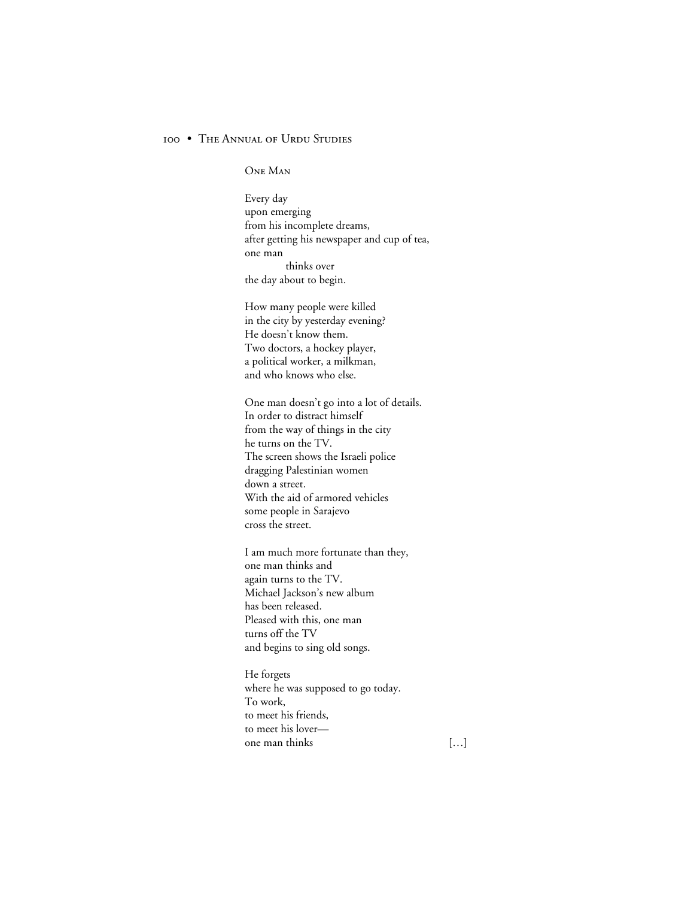## One Man

Every day  
upon emerging  
from his incomplete dreams,  
after getting his newspaper and cup of tea,  
one man  
            thinks over  
the day about to begin.

How many people were killed  
in the city by yesterday evening?  
He doesn't know them.  
Two doctors, a hockey player,  
a political worker, a milkman,  
and who knows who else.

One man doesn't go into a lot of details.  
In order to distract himself  
from the way of things in the city  
he turns on the TV.  
The screen shows the Israeli police  
dragging Palestinian women  
down a street.  
With the aid of armored vehicles  
some people in Sarajevo  
cross the street.

I am much more fortunate than they,  
one man thinks and  
again turns to the TV.  
Michael Jackson's new album  
has been released.  
Pleased with this, one man  
turns off the TV  
and begins to sing old songs.

He forgets  
where he was supposed to go today.  
To work,  
to meet his friends,  
to meet his lover—  
one man thinks [...]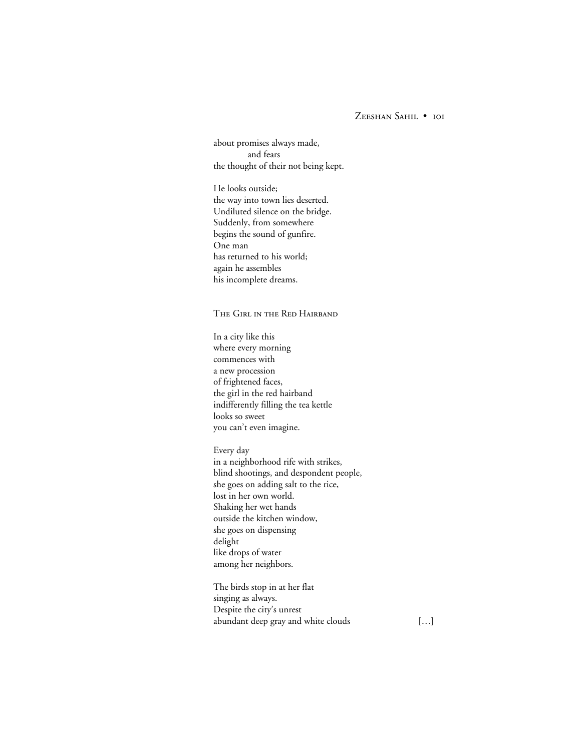about promises always made,
            and fears
the thought of their not being kept.

He looks outside;
the way into town lies deserted.
Undiluted silence on the bridge.
Suddenly, from somewhere
begins the sound of gunfire.
One man
has returned to his world;
again he assembles
his incomplete dreams.

## The Girl in the Red Hairband

In a city like this
where every morning
commences with
a new procession
of frightened faces,
the girl in the red hairband
indifferently filling the tea kettle
looks so sweet
you can't even imagine.

Every day
in a neighborhood rife with strikes,
blind shootings, and despondent people,
she goes on adding salt to the rice,
lost in her own world.
Shaking her wet hands
outside the kitchen window,
she goes on dispensing
delight
like drops of water
among her neighbors.

The birds stop in at her flat
singing as always.
Despite the city's unrest
abundant deep gray and white clouds [...]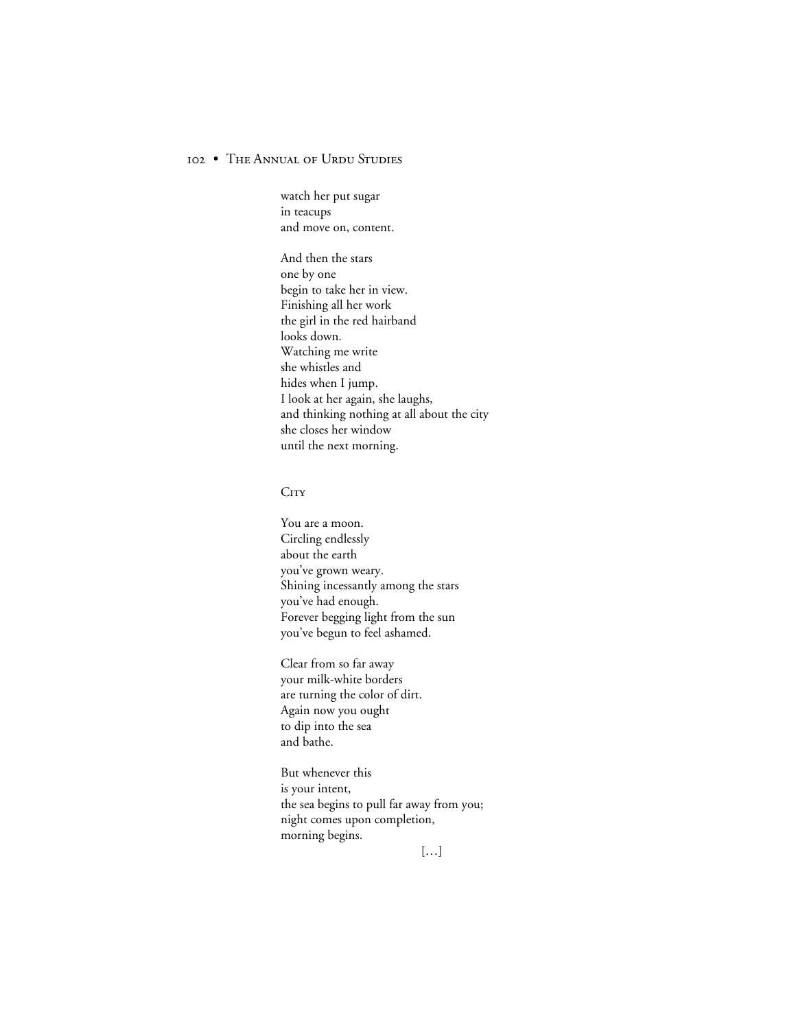watch her put sugar  
in teacups  
and move on, content.

And then the stars  
one by one  
begin to take her in view.  
Finishing all her work  
the girl in the red hairband  
looks down.  
Watching me write  
she whistles and  
hides when I jump.  
I look at her again, she laughs,  
and thinking nothing at all about the city  
she closes her window  
until the next morning.

### City

You are a moon.  
Circling endlessly  
about the earth  
you've grown weary.  
Shining incessantly among the stars  
you've had enough.  
Forever begging light from the sun  
you've begun to feel ashamed.

Clear from so far away  
your milk-white borders  
are turning the color of dirt.  
Again now you ought  
to dip into the sea  
and bathe.

But whenever this  
is your intent,  
the sea begins to pull far away from you;  
night comes upon completion,  
morning begins.

[…]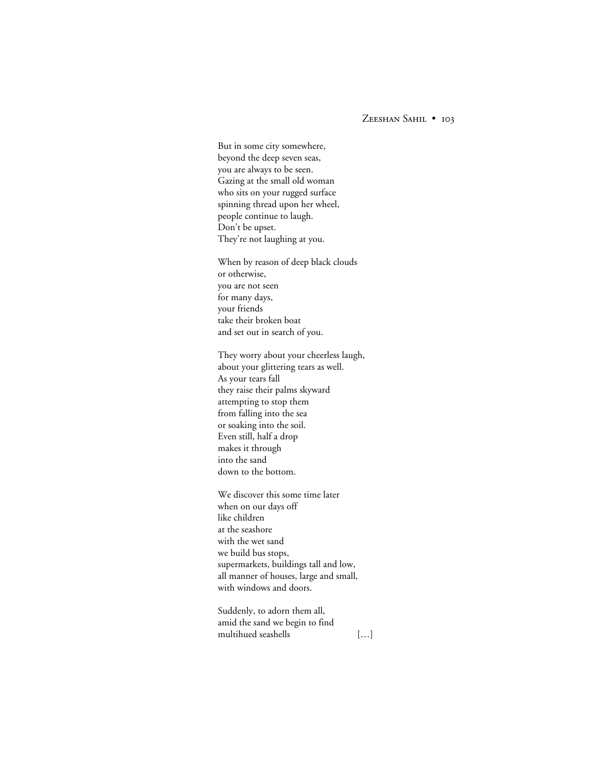But in some city somewhere,
beyond the deep seven seas,
you are always to be seen.
Gazing at the small old woman
who sits on your rugged surface
spinning thread upon her wheel,
people continue to laugh.
Don't be upset.
They're not laughing at you.

When by reason of deep black clouds
or otherwise,
you are not seen
for many days,
your friends
take their broken boat
and set out in search of you.

They worry about your cheerless laugh,
about your glittering tears as well.
As your tears fall
they raise their palms skyward
attempting to stop them
from falling into the sea
or soaking into the soil.
Even still, half a drop
makes it through
into the sand
down to the bottom.

We discover this some time later
when on our days off
like children
at the seashore
with the wet sand
we build bus stops,
supermarkets, buildings tall and low,
all manner of houses, large and small,
with windows and doors.

Suddenly, to adorn them all,
amid the sand we begin to find
multihued seashells [...]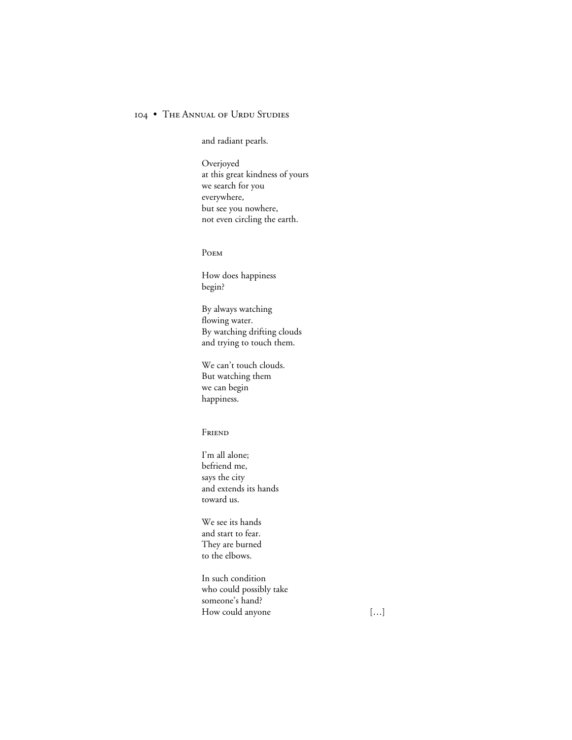and radiant pearls.

Overjoyed
at this great kindness of yours
we search for you
everywhere,
but see you nowhere,
not even circling the earth.

### Poem

How does happiness
begin?

By always watching
flowing water.
By watching drifting clouds
and trying to touch them.

We can't touch clouds.
But watching them
we can begin
happiness.

### Friend

I'm all alone;
befriend me,
says the city
and extends its hands
toward us.

We see its hands
and start to fear.
They are burned
to the elbows.

In such condition
who could possibly take
someone's hand?
How could anyone [...]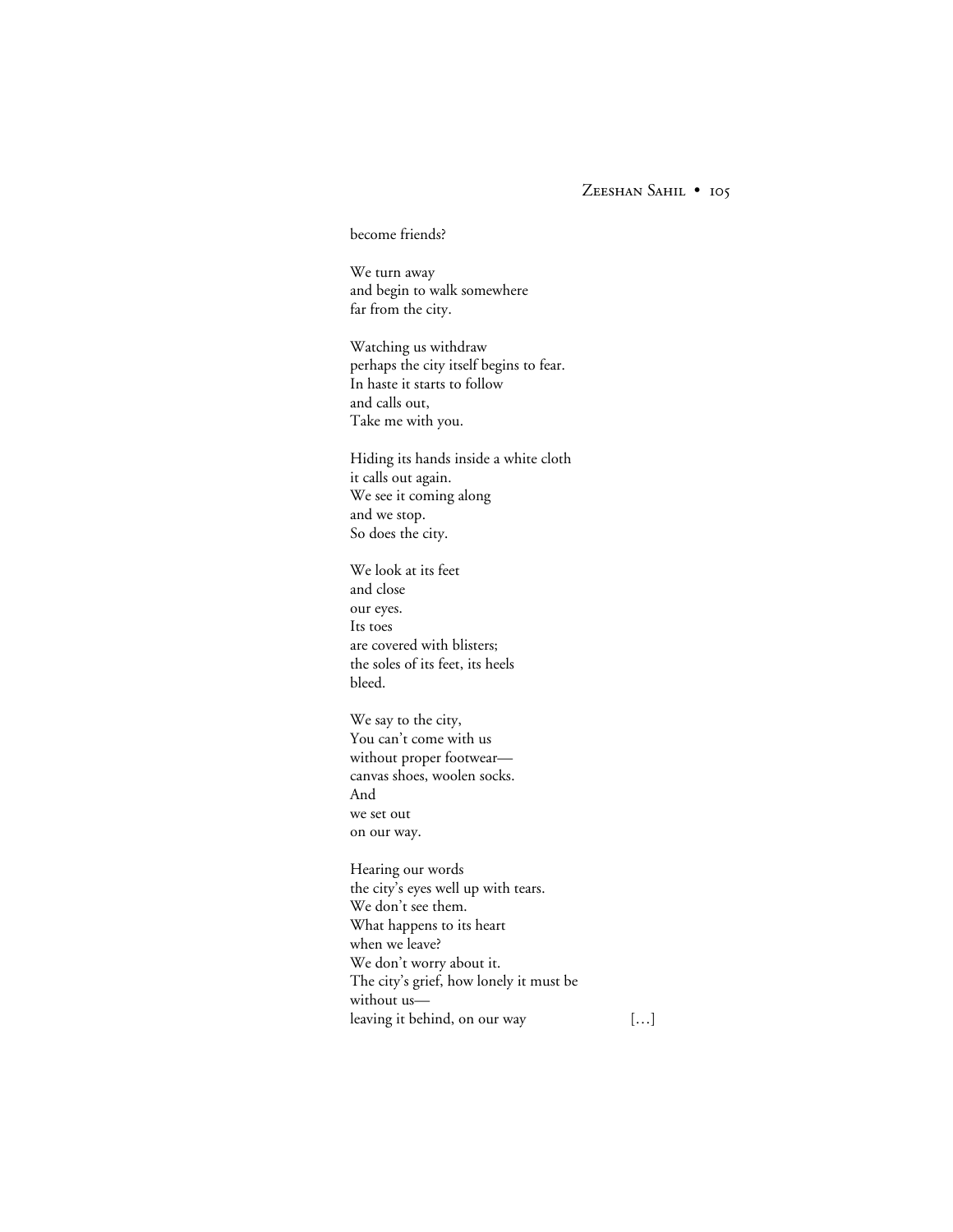become friends?

We turn away  
and begin to walk somewhere  
far from the city.

Watching us withdraw  
perhaps the city itself begins to fear.  
In haste it starts to follow  
and calls out,  
Take me with you.

Hiding its hands inside a white cloth  
it calls out again.  
We see it coming along  
and we stop.  
So does the city.

We look at its feet  
and close  
our eyes.  
Its toes  
are covered with blisters;  
the soles of its feet, its heels  
bleed.

We say to the city,  
You can't come with us  
without proper footwear—  
canvas shoes, woolen socks.  
And  
we set out  
on our way.

Hearing our words  
the city's eyes well up with tears.  
We don't see them.  
What happens to its heart  
when we leave?  
We don't worry about it.  
The city's grief, how lonely it must be  
without us—  
leaving it behind, on our way [...]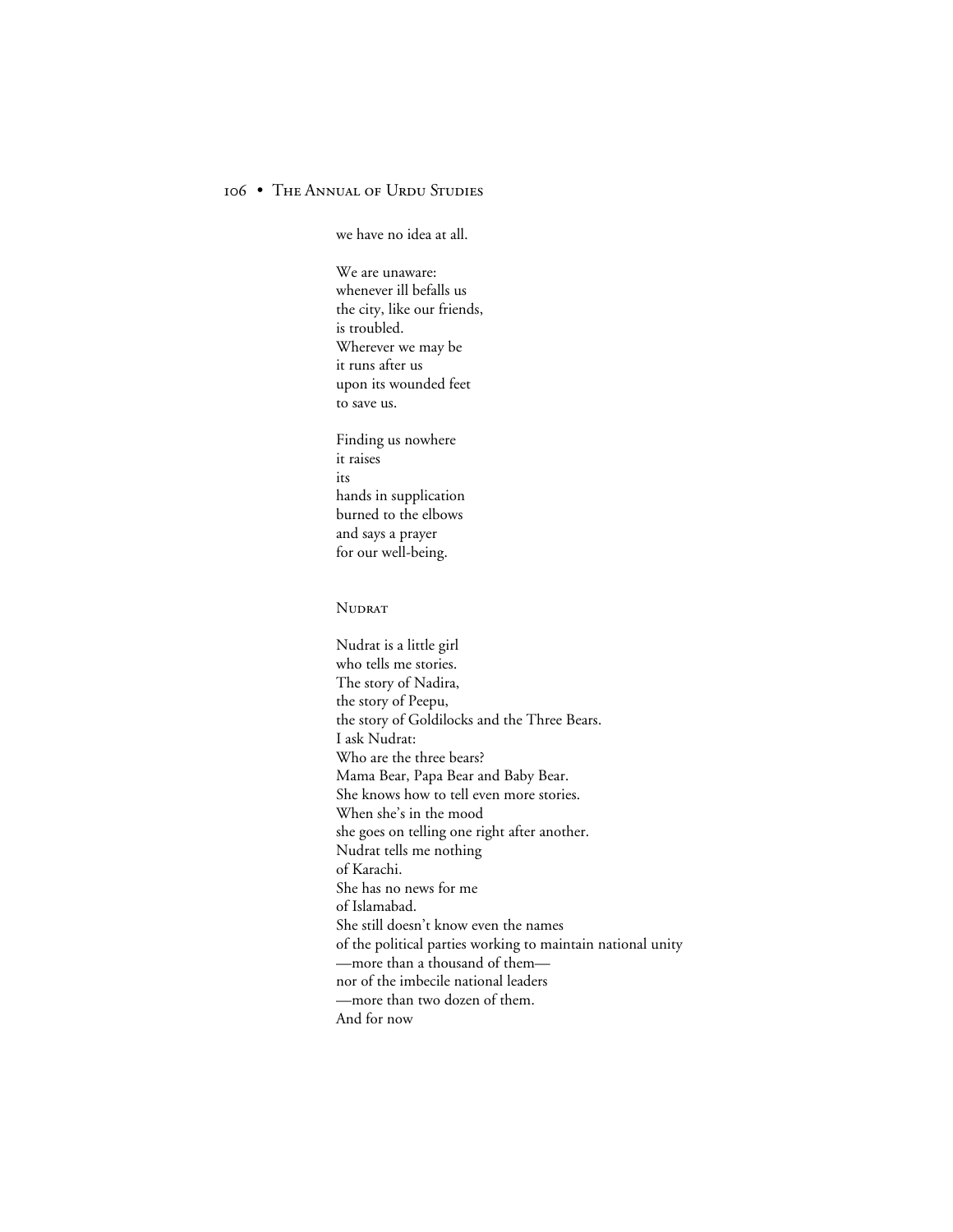we have no idea at all.

We are unaware:  
whenever ill befalls us  
the city, like our friends,  
is troubled.  
Wherever we may be  
it runs after us  
upon its wounded feet  
to save us.

Finding us nowhere  
it raises  
its  
hands in supplication  
burned to the elbows  
and says a prayer  
for our well-being.

## Nudrat

Nudrat is a little girl  
who tells me stories.  
The story of Nadira,  
the story of Peepu,  
the story of Goldilocks and the Three Bears.  
I ask Nudrat:  
Who are the three bears?  
Mama Bear, Papa Bear and Baby Bear.  
She knows how to tell even more stories.  
When she's in the mood  
she goes on telling one right after another.  
Nudrat tells me nothing  
of Karachi.  
She has no news for me  
of Islamabad.  
She still doesn't know even the names  
of the political parties working to maintain national unity  
—more than a thousand of them—  
nor of the imbecile national leaders  
—more than two dozen of them.  
And for now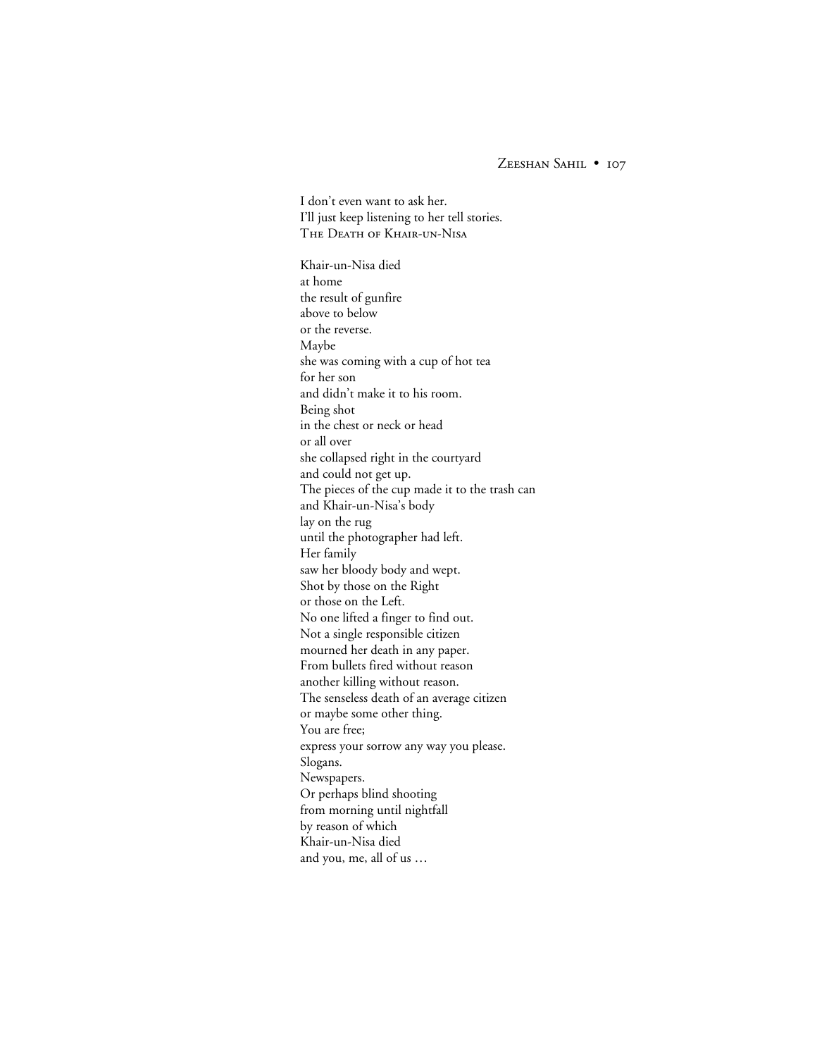I don't even want to ask her.
I'll just keep listening to her tell stories.

## The Death of Khair-un-Nisa

Khair-un-Nisa died
at home
the result of gunfire
above to below
or the reverse.
Maybe
she was coming with a cup of hot tea
for her son
and didn't make it to his room.
Being shot
in the chest or neck or head
or all over
she collapsed right in the courtyard
and could not get up.
The pieces of the cup made it to the trash can
and Khair-un-Nisa's body
lay on the rug
until the photographer had left.
Her family
saw her bloody body and wept.
Shot by those on the Right
or those on the Left.
No one lifted a finger to find out.
Not a single responsible citizen
mourned her death in any paper.
From bullets fired without reason
another killing without reason.
The senseless death of an average citizen
or maybe some other thing.
You are free;
express your sorrow any way you please.
Slogans.
Newspapers.
Or perhaps blind shooting
from morning until nightfall
by reason of which
Khair-un-Nisa died
and you, me, all of us …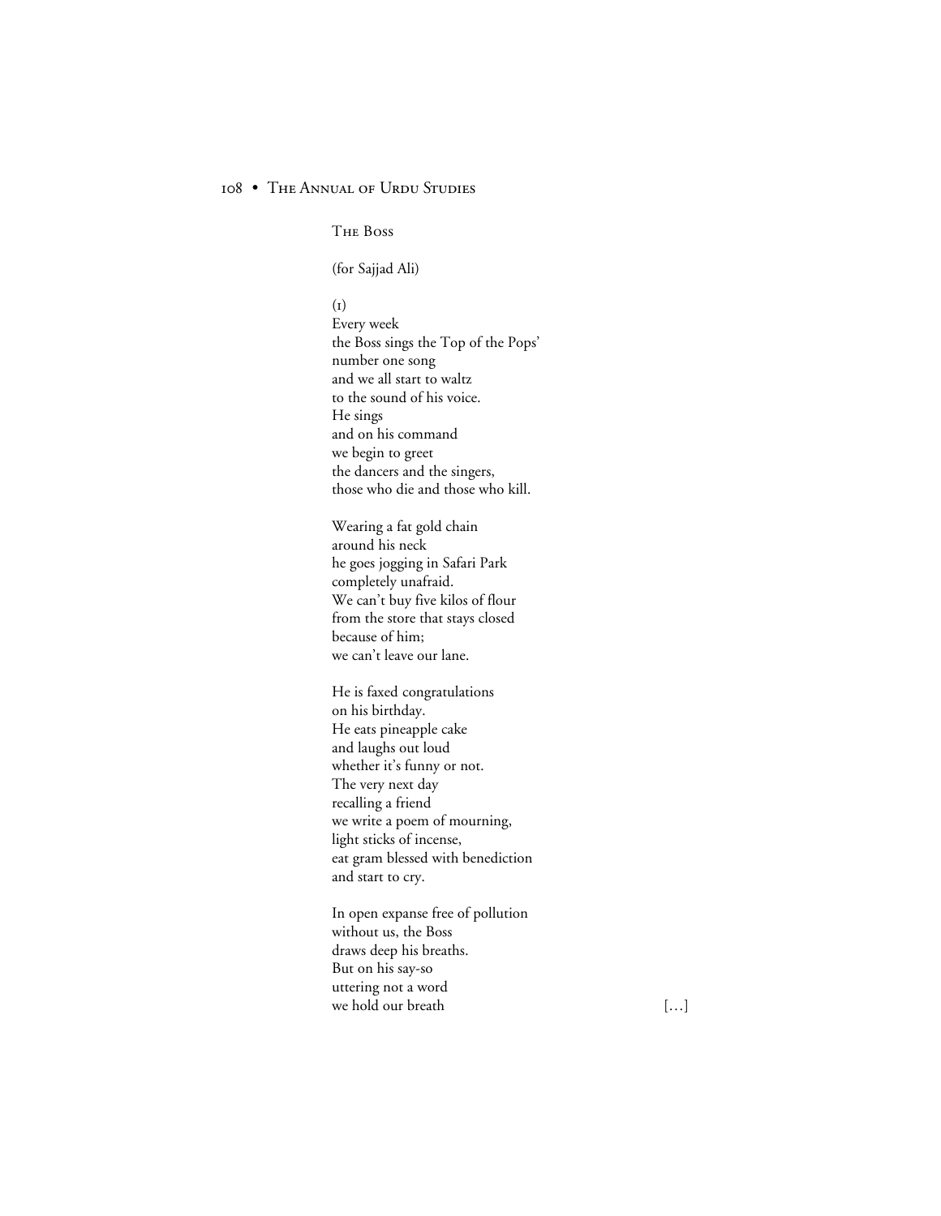## The Boss

(for Sajjad Ali)

(1)
Every week
the Boss sings the Top of the Pops'
number one song
and we all start to waltz
to the sound of his voice.
He sings
and on his command
we begin to greet
the dancers and the singers,
those who die and those who kill.

Wearing a fat gold chain
around his neck
he goes jogging in Safari Park
completely unafraid.
We can't buy five kilos of flour
from the store that stays closed
because of him;
we can't leave our lane.

He is faxed congratulations
on his birthday.
He eats pineapple cake
and laughs out loud
whether it's funny or not.
The very next day
recalling a friend
we write a poem of mourning,
light sticks of incense,
eat gram blessed with benediction
and start to cry.

In open expanse free of pollution
without us, the Boss
draws deep his breaths.
But on his say-so
uttering not a word
we hold our breath [...]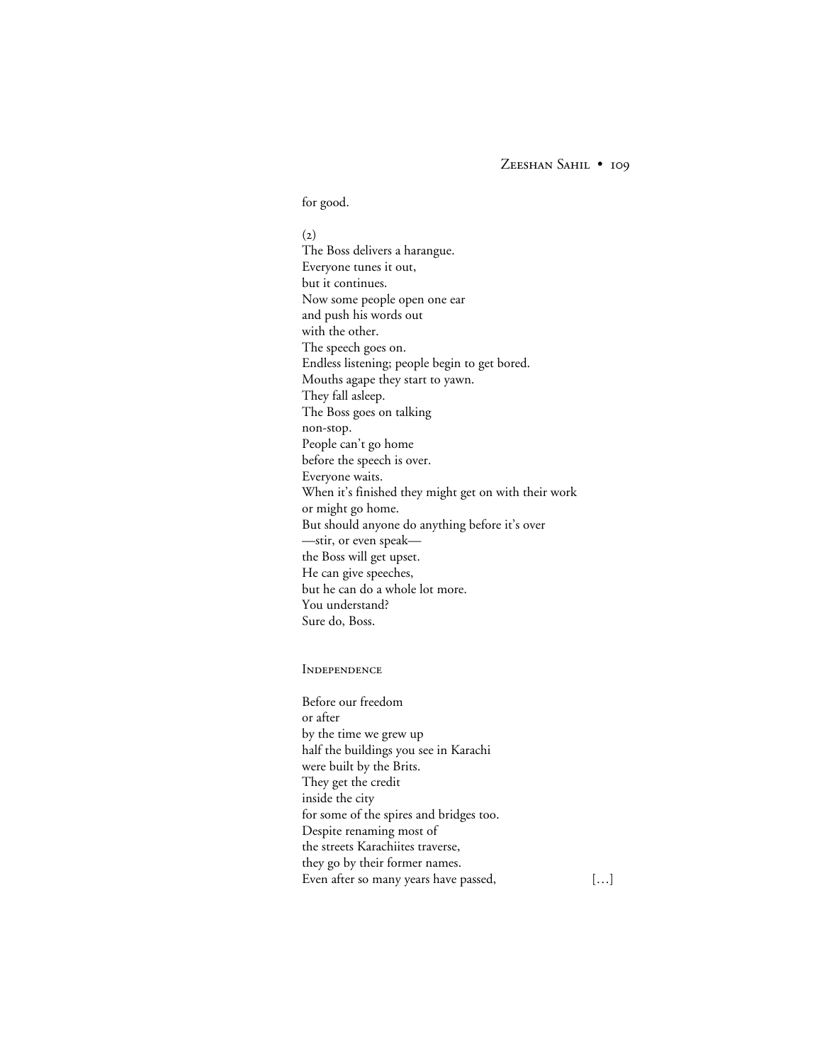for good.

(2)  
The Boss delivers a harangue.  
Everyone tunes it out,  
but it continues.  
Now some people open one ear  
and push his words out  
with the other.  
The speech goes on.  
Endless listening; people begin to get bored.  
Mouths agape they start to yawn.  
They fall asleep.  
The Boss goes on talking  
non-stop.  
People can't go home  
before the speech is over.  
Everyone waits.  
When it's finished they might get on with their work  
or might go home.  
But should anyone do anything before it's over  
—stir, or even speak—  
the Boss will get upset.  
He can give speeches,  
but he can do a whole lot more.  
You understand?  
Sure do, Boss.

### Independence

Before our freedom  
or after  
by the time we grew up  
half the buildings you see in Karachi  
were built by the Brits.  
They get the credit  
inside the city  
for some of the spires and bridges too.  
Despite renaming most of  
the streets Karachiites traverse,  
they go by their former names.  
Even after so many years have passed, […]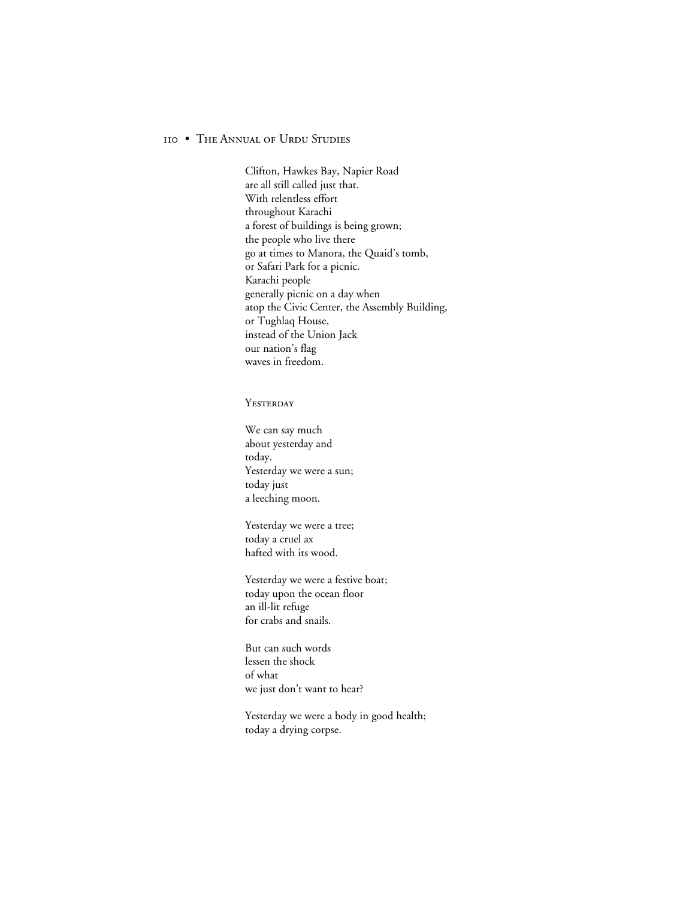Clifton, Hawkes Bay, Napier Road  
are all still called just that.  
With relentless effort  
throughout Karachi  
a forest of buildings is being grown;  
the people who live there  
go at times to Manora, the Quaid's tomb,  
or Safari Park for a picnic.  
Karachi people  
generally picnic on a day when  
atop the Civic Center, the Assembly Building,  
or Tughlaq House,  
instead of the Union Jack  
our nation's flag  
waves in freedom.

### Yesterday

We can say much  
about yesterday and  
today.  
Yesterday we were a sun;  
today just  
a leeching moon.

Yesterday we were a tree;  
today a cruel ax  
hafted with its wood.

Yesterday we were a festive boat;  
today upon the ocean floor  
an ill-lit refuge  
for crabs and snails.

But can such words  
lessen the shock  
of what  
we just don't want to hear?

Yesterday we were a body in good health;  
today a drying corpse.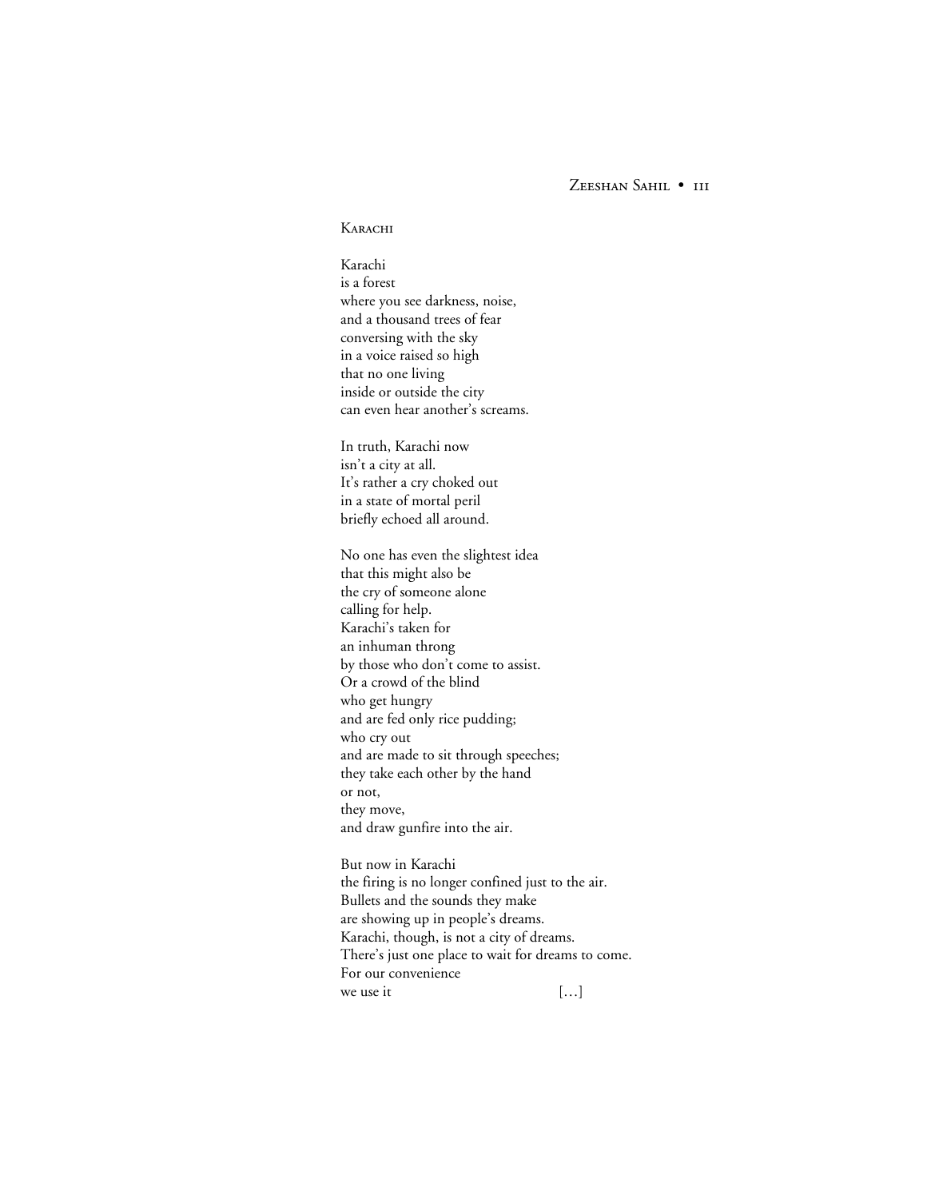## Karachi

Karachi  
is a forest  
where you see darkness, noise,  
and a thousand trees of fear  
conversing with the sky  
in a voice raised so high  
that no one living  
inside or outside the city  
can even hear another's screams.

In truth, Karachi now  
isn't a city at all.  
It's rather a cry choked out  
in a state of mortal peril  
briefly echoed all around.

No one has even the slightest idea  
that this might also be  
the cry of someone alone  
calling for help.  
Karachi's taken for  
an inhuman throng  
by those who don't come to assist.  
Or a crowd of the blind  
who get hungry  
and are fed only rice pudding;  
who cry out  
and are made to sit through speeches;  
they take each other by the hand  
or not,  
they move,  
and draw gunfire into the air.

But now in Karachi  
the firing is no longer confined just to the air.  
Bullets and the sounds they make  
are showing up in people's dreams.  
Karachi, though, is not a city of dreams.  
There's just one place to wait for dreams to come.  
For our convenience  
we use it [...]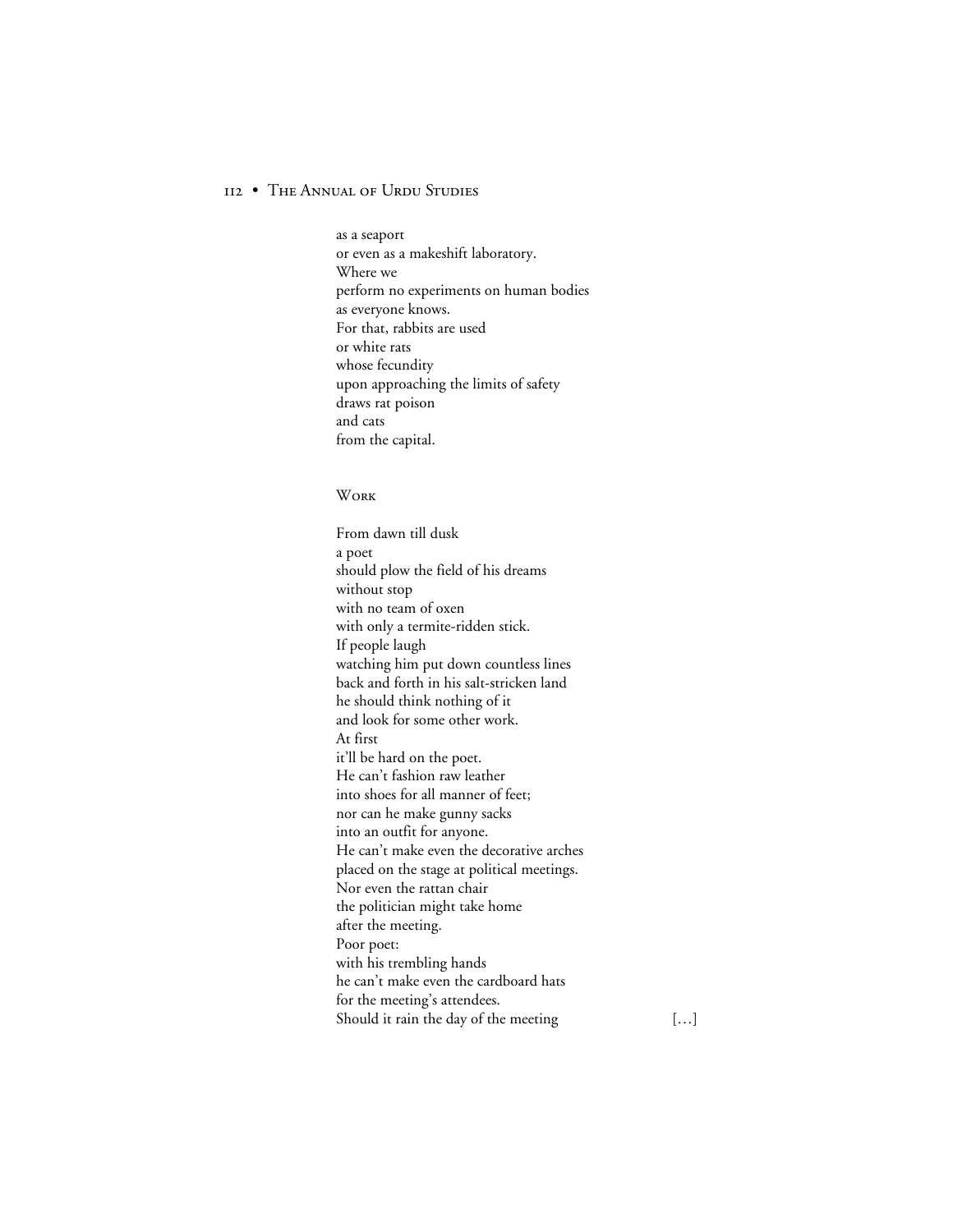as a seaport
or even as a makeshift laboratory.
Where we
perform no experiments on human bodies
as everyone knows.
For that, rabbits are used
or white rats
whose fecundity
upon approaching the limits of safety
draws rat poison
and cats
from the capital.

### Work

From dawn till dusk
a poet
should plow the field of his dreams
without stop
with no team of oxen
with only a termite-ridden stick.
If people laugh
watching him put down countless lines
back and forth in his salt-stricken land
he should think nothing of it
and look for some other work.
At first
it'll be hard on the poet.
He can't fashion raw leather
into shoes for all manner of feet;
nor can he make gunny sacks
into an outfit for anyone.
He can't make even the decorative arches
placed on the stage at political meetings.
Nor even the rattan chair
the politician might take home
after the meeting.
Poor poet:
with his trembling hands
he can't make even the cardboard hats
for the meeting's attendees.
Should it rain the day of the meeting [...]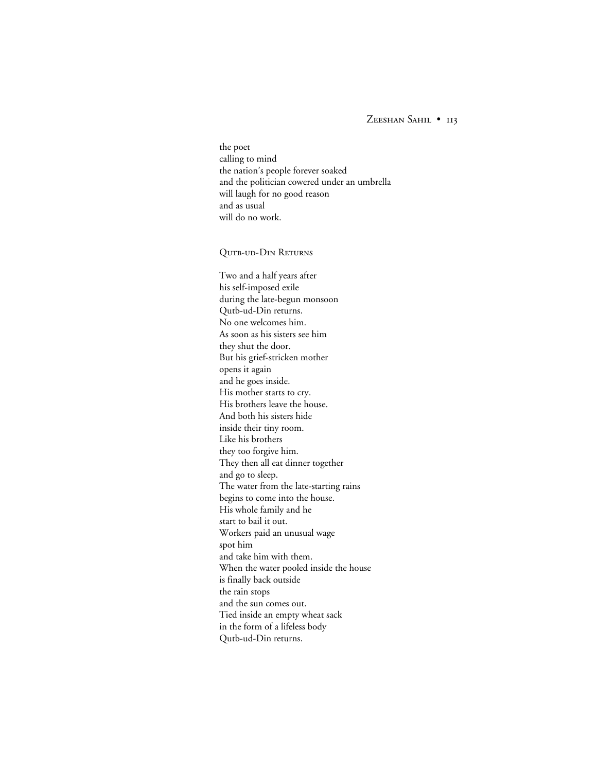the poet
calling to mind
the nation's people forever soaked
and the politician cowered under an umbrella
will laugh for no good reason
and as usual
will do no work.

## Qutb-ud-Din Returns

Two and a half years after
his self-imposed exile
during the late-begun monsoon
Qutb-ud-Din returns.
No one welcomes him.
As soon as his sisters see him
they shut the door.
But his grief-stricken mother
opens it again
and he goes inside.
His mother starts to cry.
His brothers leave the house.
And both his sisters hide
inside their tiny room.
Like his brothers
they too forgive him.
They then all eat dinner together
and go to sleep.
The water from the late-starting rains
begins to come into the house.
His whole family and he
start to bail it out.
Workers paid an unusual wage
spot him
and take him with them.
When the water pooled inside the house
is finally back outside
the rain stops
and the sun comes out.
Tied inside an empty wheat sack
in the form of a lifeless body
Qutb-ud-Din returns.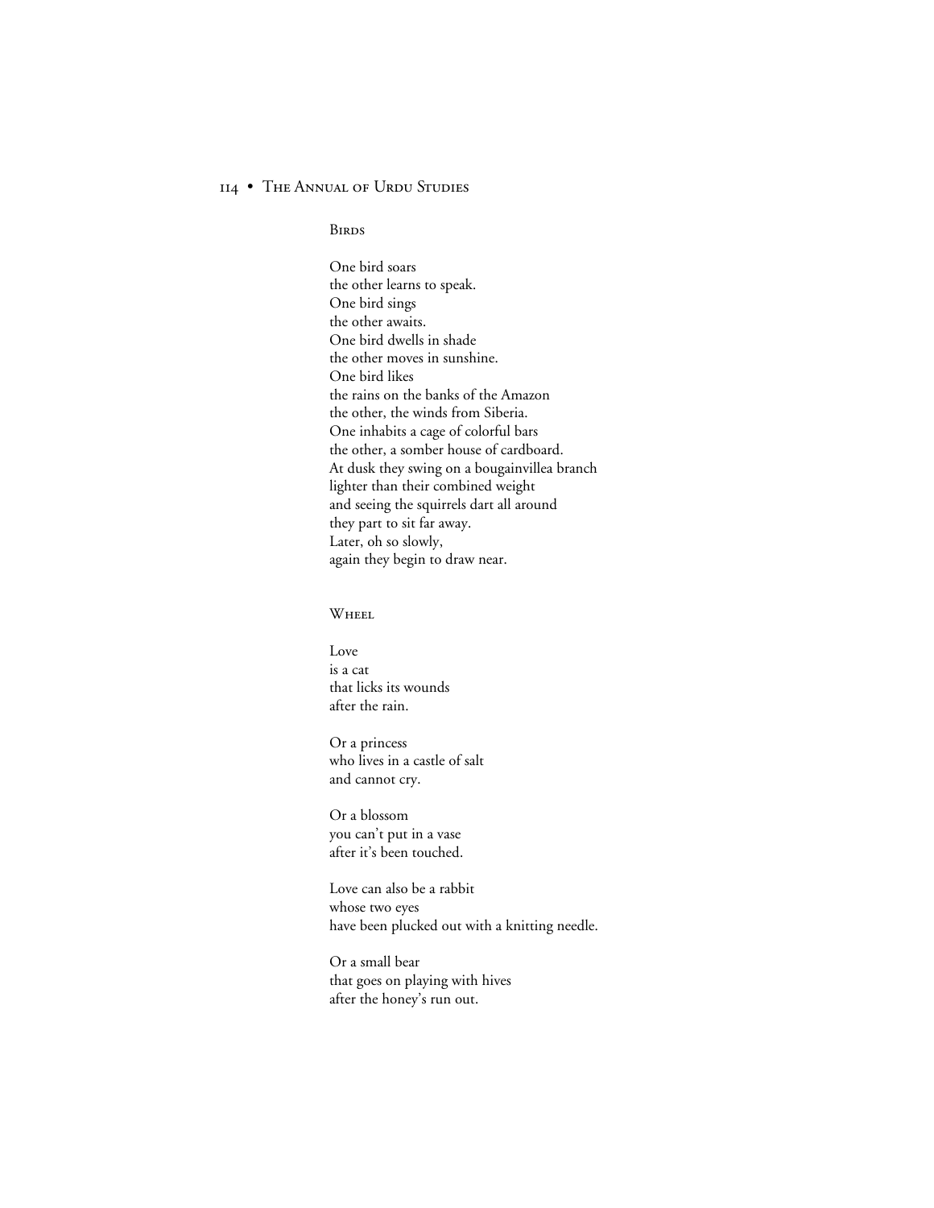### Birds

One bird soars  
the other learns to speak.  
One bird sings  
the other awaits.  
One bird dwells in shade  
the other moves in sunshine.  
One bird likes  
the rains on the banks of the Amazon  
the other, the winds from Siberia.  
One inhabits a cage of colorful bars  
the other, a somber house of cardboard.  
At dusk they swing on a bougainvillea branch  
lighter than their combined weight  
and seeing the squirrels dart all around  
they part to sit far away.  
Later, oh so slowly,  
again they begin to draw near.

### Wheel

Love  
is a cat  
that licks its wounds  
after the rain.

Or a princess  
who lives in a castle of salt  
and cannot cry.

Or a blossom  
you can't put in a vase  
after it's been touched.

Love can also be a rabbit  
whose two eyes  
have been plucked out with a knitting needle.

Or a small bear  
that goes on playing with hives  
after the honey's run out.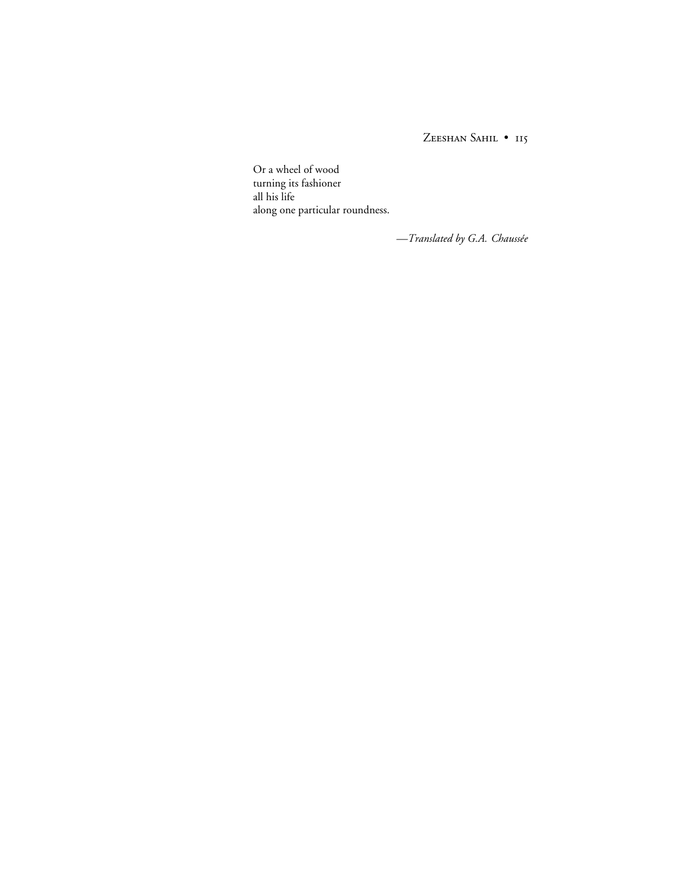Or a wheel of wood
turning its fashioner
all his life
along one particular roundness.

*—Translated by G.A. Chaussée*